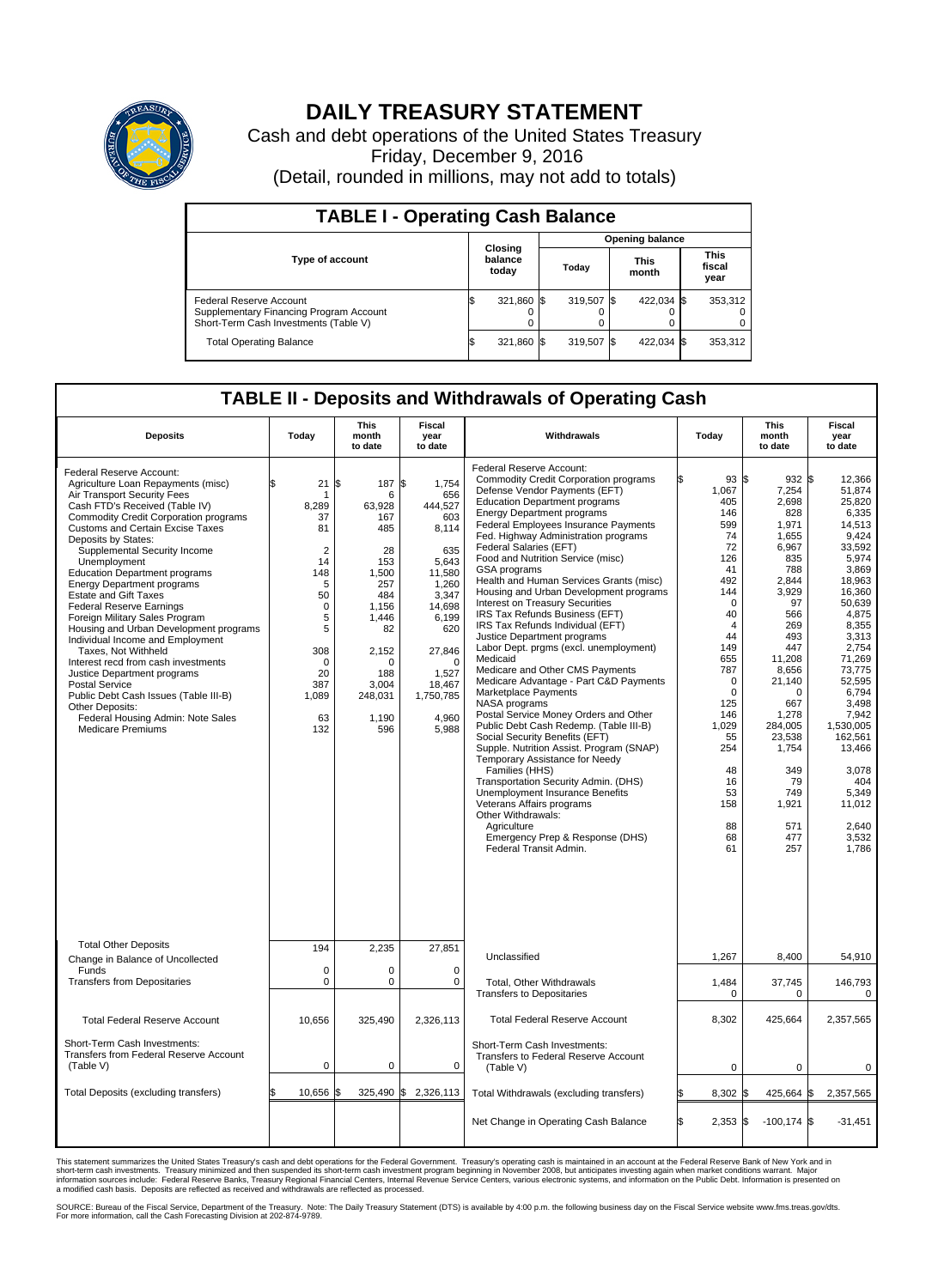# DAILY TREASURY STATEMENT

Cash and debt operations of the United States Treasury

Friday, December 9, 2016

(Detail, rounded in millions, may not add to totals)

## TABLE I - Operating Cash Balance

| Type of account | Closing balance today | Opening balance Today | Opening balance This month | Opening balance This fiscal year |
|---|---|---|---|---|
| Federal Reserve Account | $ 321,860 | $ 319,507 | $ 422,034 | $ 353,312 |
| Supplementary Financing Program Account | 0 | 0 | 0 | 0 |
| Short-Term Cash Investments (Table V) | 0 | 0 | 0 | 0 |
| Total Operating Balance | $ 321,860 | $ 319,507 | $ 422,034 | $ 353,312 |

## TABLE II - Deposits and Withdrawals of Operating Cash

| Deposits | Today | This month to date | Fiscal year to date | Withdrawals | Today | This month to date | Fiscal year to date |
|---|---|---|---|---|---|---|---|
| Federal Reserve Account: | | | | Federal Reserve Account: | | | |
| Agriculture Loan Repayments (misc) | $ 21 | $ 187 | $ 1,754 | Commodity Credit Corporation programs | $ 93 | $ 932 | $ 12,366 |
| Air Transport Security Fees | 1 | 6 | 656 | Defense Vendor Payments (EFT) | 1,067 | 7,254 | 51,874 |
| Cash FTD's Received (Table IV) | 8,289 | 63,928 | 444,527 | Education Department programs | 405 | 2,698 | 25,820 |
| Commodity Credit Corporation programs | 37 | 167 | 603 | Energy Department programs | 146 | 828 | 6,335 |
| Customs and Certain Excise Taxes | 81 | 485 | 8,114 | Federal Employees Insurance Payments | 599 | 1,971 | 14,513 |
| Deposits by States: | | | | Fed. Highway Administration programs | 74 | 1,655 | 9,424 |
| Supplemental Security Income | 2 | 28 | 635 | Federal Salaries (EFT) | 72 | 6,967 | 33,592 |
| Unemployment | 14 | 153 | 5,643 | Food and Nutrition Service (misc) | 126 | 835 | 5,974 |
| Education Department programs | 148 | 1,500 | 11,580 | GSA programs | 41 | 788 | 3,869 |
| Energy Department programs | 5 | 257 | 1,260 | Health and Human Services Grants (misc) | 492 | 2,844 | 18,963 |
| Estate and Gift Taxes | 50 | 484 | 3,347 | Housing and Urban Development programs | 144 | 3,929 | 16,360 |
| Federal Reserve Earnings | 0 | 1,156 | 14,698 | Interest on Treasury Securities | 0 | 97 | 50,639 |
| Foreign Military Sales Program | 5 | 1,446 | 6,199 | IRS Tax Refunds Business (EFT) | 40 | 566 | 4,875 |
| Housing and Urban Development programs | 5 | 82 | 620 | IRS Tax Refunds Individual (EFT) | 4 | 269 | 8,355 |
| Individual Income and Employment | | | | Justice Department programs | 44 | 493 | 3,313 |
| Taxes, Not Withheld | 308 | 2,152 | 27,846 | Labor Dept. prgms (excl. unemployment) | 149 | 447 | 2,754 |
| Interest recd from cash investments | 0 | 0 | 0 | Medicaid | 655 | 11,208 | 71,269 |
| Justice Department programs | 20 | 188 | 1,527 | Medicare and Other CMS Payments | 787 | 8,656 | 73,775 |
| Postal Service | 387 | 3,004 | 18,467 | Medicare Advantage - Part C&D Payments | 0 | 21,140 | 52,595 |
| Public Debt Cash Issues (Table III-B) | 1,089 | 248,031 | 1,750,785 | Marketplace Payments | 0 | 0 | 6,794 |
| Other Deposits: | | | | NASA programs | 125 | 667 | 3,498 |
| Federal Housing Admin: Note Sales | 63 | 1,190 | 4,960 | Postal Service Money Orders and Other | 146 | 1,278 | 7,942 |
| Medicare Premiums | 132 | 596 | 5,988 | Public Debt Cash Redemp. (Table III-B) | 1,029 | 284,005 | 1,530,005 |
| | | | | Social Security Benefits (EFT) | 55 | 23,538 | 162,561 |
| | | | | Supple. Nutrition Assist. Program (SNAP) | 254 | 1,754 | 13,466 |
| | | | | Temporary Assistance for Needy Families (HHS) | 48 | 349 | 3,078 |
| | | | | Transportation Security Admin. (DHS) | 16 | 79 | 404 |
| | | | | Unemployment Insurance Benefits | 53 | 749 | 5,349 |
| | | | | Veterans Affairs programs | 158 | 1,921 | 11,012 |
| | | | | Other Withdrawals: | | | |
| | | | | Agriculture | 88 | 571 | 2,640 |
| | | | | Emergency Prep & Response (DHS) | 68 | 477 | 3,532 |
| | | | | Federal Transit Admin. | 61 | 257 | 1,786 |
| Total Other Deposits | 194 | 2,235 | 27,851 | Unclassified | 1,267 | 8,400 | 54,910 |
| Change in Balance of Uncollected Funds | 0 | 0 | 0 | | | | |
| Transfers from Depositaries | 0 | 0 | 0 | Total, Other Withdrawals | 1,484 | 37,745 | 146,793 |
| | | | | Transfers to Depositaries | 0 | 0 | 0 |
| Total Federal Reserve Account | 10,656 | 325,490 | 2,326,113 | Total Federal Reserve Account | 8,302 | 425,664 | 2,357,565 |
| Short-Term Cash Investments: Transfers from Federal Reserve Account (Table V) | 0 | 0 | 0 | Short-Term Cash Investments: Transfers to Federal Reserve Account (Table V) | 0 | 0 | 0 |
| Total Deposits (excluding transfers) | $ 10,656 | $ 325,490 | $ 2,326,113 | Total Withdrawals (excluding transfers) | $ 8,302 | $ 425,664 | $ 2,357,565 |
| | | | | Net Change in Operating Cash Balance | $ 2,353 | $ -100,174 | $ -31,451 |

This statement summarizes the United States Treasury's cash and debt operations for the Federal Government. Treasury's operating cash is maintained in an account at the Federal Reserve Bank of New York and in short-term cash investments. Treasury minimized and then suspended its short-term cash investment program beginning in November 2008, but anticipates investing again when market conditions warrant. Major information sources include: Federal Reserve Banks, Treasury Regional Financial Centers, Internal Revenue Service Centers, various electronic systems, and information on the Public Debt. Information is presented on a modified cash basis. Deposits are reflected as received and withdrawals are reflected as processed.

SOURCE: Bureau of the Fiscal Service, Department of the Treasury. Note: The Daily Treasury Statement (DTS) is available by 4:00 p.m. the following business day on the Fiscal Service website www.fms.treas.gov/dts. For more information, call the Cash Forecasting Division at 202-874-9789.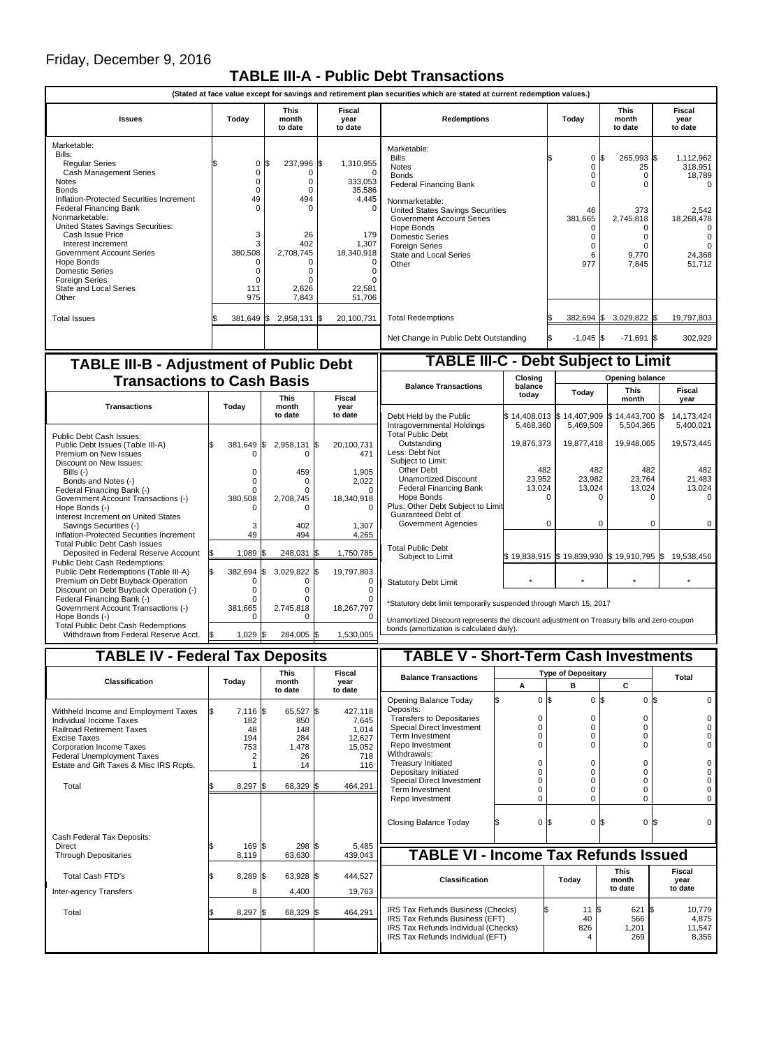Friday, December 9, 2016

# TABLE III-A - Public Debt Transactions

(Stated at face value except for savings and retirement plan securities which are stated at current redemption values.)

| Issues | Today | This month to date | Fiscal year to date |
|---|---|---|---|
| Marketable: | | | |
| Bills: | | | |
| Regular Series | $ 0 | $ 237,996 | $ 1,310,955 |
| Cash Management Series | 0 | 0 | 0 |
| Notes | 0 | 0 | 333,053 |
| Bonds | 0 | 0 | 35,586 |
| Inflation-Protected Securities Increment | 49 | 494 | 4,445 |
| Federal Financing Bank | 0 | 0 | 0 |
| Nonmarketable: | | | |
| United States Savings Securities: | | | |
| Cash Issue Price | 3 | 26 | 179 |
| Interest Increment | 3 | 402 | 1,307 |
| Government Account Series | 380,508 | 2,708,745 | 18,340,918 |
| Hope Bonds | 0 | 0 | 0 |
| Domestic Series | 0 | 0 | 0 |
| Foreign Series | 0 | 0 | 0 |
| State and Local Series | 111 | 2,626 | 22,581 |
| Other | 975 | 7,843 | 51,706 |
| Total Issues | $ 381,649 | $ 2,958,131 | $ 20,100,731 |

| Redemptions | Today | This month to date | Fiscal year to date |
|---|---|---|---|
| Marketable: | | | |
| Bills | $ 0 | $ 265,993 | $ 1,112,962 |
| Notes | 0 | 25 | 318,951 |
| Bonds | 0 | 0 | 18,789 |
| Federal Financing Bank | 0 | 0 | 0 |
| Nonmarketable: | | | |
| United States Savings Securities | 46 | 373 | 2,542 |
| Government Account Series | 381,665 | 2,745,818 | 18,268,478 |
| Hope Bonds | 0 | 0 | 0 |
| Domestic Series | 0 | 0 | 0 |
| Foreign Series | 0 | 0 | 0 |
| State and Local Series | 6 | 9,770 | 24,368 |
| Other | 977 | 7,845 | 51,712 |
| Total Redemptions | $ 382,694 | $ 3,029,822 | $ 19,797,803 |
| Net Change in Public Debt Outstanding | $ -1,045 | $ -71,691 | $ 302,929 |

# TABLE III-B - Adjustment of Public Debt Transactions to Cash Basis

| Transactions | Today | This month to date | Fiscal year to date |
|---|---|---|---|
| Public Debt Cash Issues: | | | |
| Public Debt Issues (Table III-A) | $ 381,649 | $ 2,958,131 | $ 20,100,731 |
| Premium on New Issues | 0 | 0 | 471 |
| Discount on New Issues: | | | |
| Bills (-) | 0 | 459 | 1,905 |
| Bonds and Notes (-) | 0 | 0 | 2,022 |
| Federal Financing Bank (-) | 0 | 0 | 0 |
| Government Account Transactions (-) | 380,508 | 2,708,745 | 18,340,918 |
| Hope Bonds (-) | 0 | 0 | 0 |
| Interest Increment on United States Savings Securities (-) | 3 | 402 | 1,307 |
| Inflation-Protected Securities Increment | 49 | 494 | 4,265 |
| Total Public Debt Cash Issues Deposited in Federal Reserve Account | $ 1,089 | $ 248,031 | $ 1,750,785 |
| Public Debt Cash Redemptions: | | | |
| Public Debt Redemptions (Table III-A) | $ 382,694 | $ 3,029,822 | $ 19,797,803 |
| Premium on Debt Buyback Operation | 0 | 0 | 0 |
| Discount on Debt Buyback Operation (-) | 0 | 0 | 0 |
| Federal Financing Bank (-) | 0 | 0 | 0 |
| Government Account Transactions (-) | 381,665 | 2,745,818 | 18,267,797 |
| Hope Bonds (-) | 0 | 0 | 0 |
| Total Public Debt Cash Redemptions Withdrawn from Federal Reserve Acct. | $ 1,029 | $ 284,005 | $ 1,530,005 |

# TABLE III-C - Debt Subject to Limit

| Balance Transactions | Closing balance today | Opening balance Today | Opening balance This month | Opening balance Fiscal year |
|---|---|---|---|---|
| Debt Held by the Public | $ 14,408,013 | $ 14,407,909 | $ 14,443,700 | $ 14,173,424 |
| Intragovernmental Holdings | 5,468,360 | 5,469,509 | 5,504,365 | 5,400,021 |
| Total Public Debt Outstanding | 19,876,373 | 19,877,418 | 19,948,065 | 19,573,445 |
| Less: Debt Not Subject to Limit: | | | | |
| Other Debt | 482 | 482 | 482 | 482 |
| Unamortized Discount | 23,952 | 23,982 | 23,764 | 21,483 |
| Federal Financing Bank | 13,024 | 13,024 | 13,024 | 13,024 |
| Hope Bonds | 0 | 0 | 0 | 0 |
| Plus: Other Debt Subject to Limit | | | | |
| Guaranteed Debt of Government Agencies | 0 | 0 | 0 | 0 |
| Total Public Debt Subject to Limit | $ 19,838,915 | $ 19,839,930 | $ 19,910,795 | $ 19,538,456 |
| Statutory Debt Limit | * | * | * | * |

*Statutory debt limit temporarily suspended through March 15, 2017

Unamortized Discount represents the discount adjustment on Treasury bills and zero-coupon bonds (amortization is calculated daily).

# TABLE IV - Federal Tax Deposits

| Classification | Today | This month to date | Fiscal year to date |
|---|---|---|---|
| Withheld Income and Employment Taxes | $ 7,116 | $ 65,527 | $ 427,118 |
| Individual Income Taxes | 182 | 850 | 7,645 |
| Railroad Retirement Taxes | 48 | 148 | 1,014 |
| Excise Taxes | 194 | 284 | 12,627 |
| Corporation Income Taxes | 753 | 1,478 | 15,052 |
| Federal Unemployment Taxes | 2 | 26 | 718 |
| Estate and Gift Taxes & Misc IRS Rcpts. | 1 | 14 | 116 |
| Total | $ 8,297 | $ 68,329 | $ 464,291 |
| Cash Federal Tax Deposits: | | | |
| Direct | $ 169 | $ 298 | $ 5,485 |
| Through Depositaries | 8,119 | 63,630 | 439,043 |
| Total Cash FTD's | $ 8,289 | $ 63,928 | $ 444,527 |
| Inter-agency Transfers | 8 | 4,400 | 19,763 |
| Total | $ 8,297 | $ 68,329 | $ 464,291 |

# TABLE V - Short-Term Cash Investments

| Balance Transactions | Type of Depositary A | Type of Depositary B | Type of Depositary C | Total |
|---|---|---|---|---|
| Opening Balance Today | $ 0 | $ 0 | $ 0 | $ 0 |
| Deposits: | | | | |
| Transfers to Depositaries | 0 | 0 | 0 | 0 |
| Special Direct Investment | 0 | 0 | 0 | 0 |
| Term Investment | 0 | 0 | 0 | 0 |
| Repo Investment | 0 | 0 | 0 | 0 |
| Withdrawals: | | | | |
| Treasury Initiated | 0 | 0 | 0 | 0 |
| Depositary Initiated | 0 | 0 | 0 | 0 |
| Special Direct Investment | 0 | 0 | 0 | 0 |
| Term Investment | 0 | 0 | 0 | 0 |
| Repo Investment | 0 | 0 | 0 | 0 |
| Closing Balance Today | $ 0 | $ 0 | $ 0 | $ 0 |

# TABLE VI - Income Tax Refunds Issued

| Classification | Today | This month to date | Fiscal year to date |
|---|---|---|---|
| IRS Tax Refunds Business (Checks) | $ 11 | $ 621 | $ 10,779 |
| IRS Tax Refunds Business (EFT) | 40 | 566 | 4,875 |
| IRS Tax Refunds Individual (Checks) | 826 | 1,201 | 11,547 |
| IRS Tax Refunds Individual (EFT) | 4 | 269 | 8,355 |